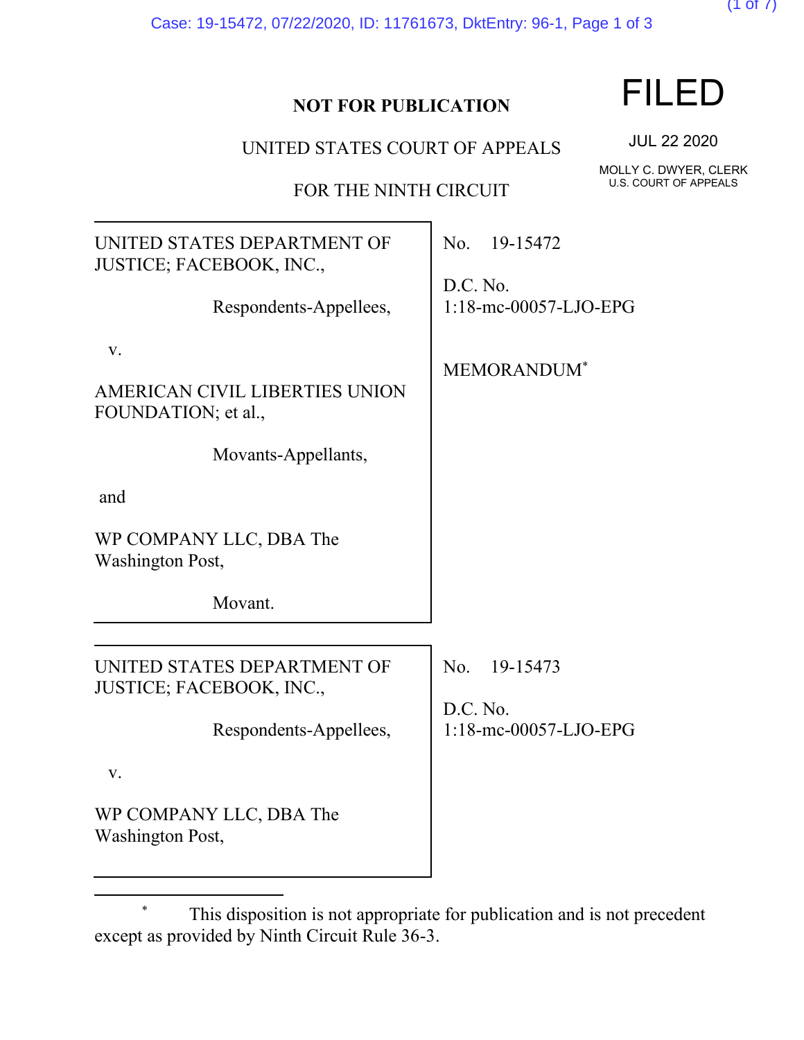**NOT FOR PUBLICATION**

**FILED**

JUL 22 2020

MOLLY C. DWYER, CLERK
U.S. COURT OF APPEALS

UNITED STATES COURT OF APPEALS

FOR THE NINTH CIRCUIT

| | |
|---|---|
| UNITED STATES DEPARTMENT OF JUSTICE; FACEBOOK, INC.,<br><br>Respondents-Appellees,<br><br>v.<br><br>AMERICAN CIVIL LIBERTIES UNION FOUNDATION; et al.,<br><br>Movants-Appellants,<br><br>and<br><br>WP COMPANY LLC, DBA The Washington Post,<br><br>Movant. | No. 19-15472<br><br>D.C. No. 1:18-mc-00057-LJO-EPG<br><br>MEMORANDUM* |

| | |
|---|---|
| UNITED STATES DEPARTMENT OF JUSTICE; FACEBOOK, INC.,<br><br>Respondents-Appellees,<br><br>v.<br><br>WP COMPANY LLC, DBA The Washington Post, | No. 19-15473<br><br>D.C. No. 1:18-mc-00057-LJO-EPG |

\* This disposition is not appropriate for publication and is not precedent except as provided by Ninth Circuit Rule 36-3.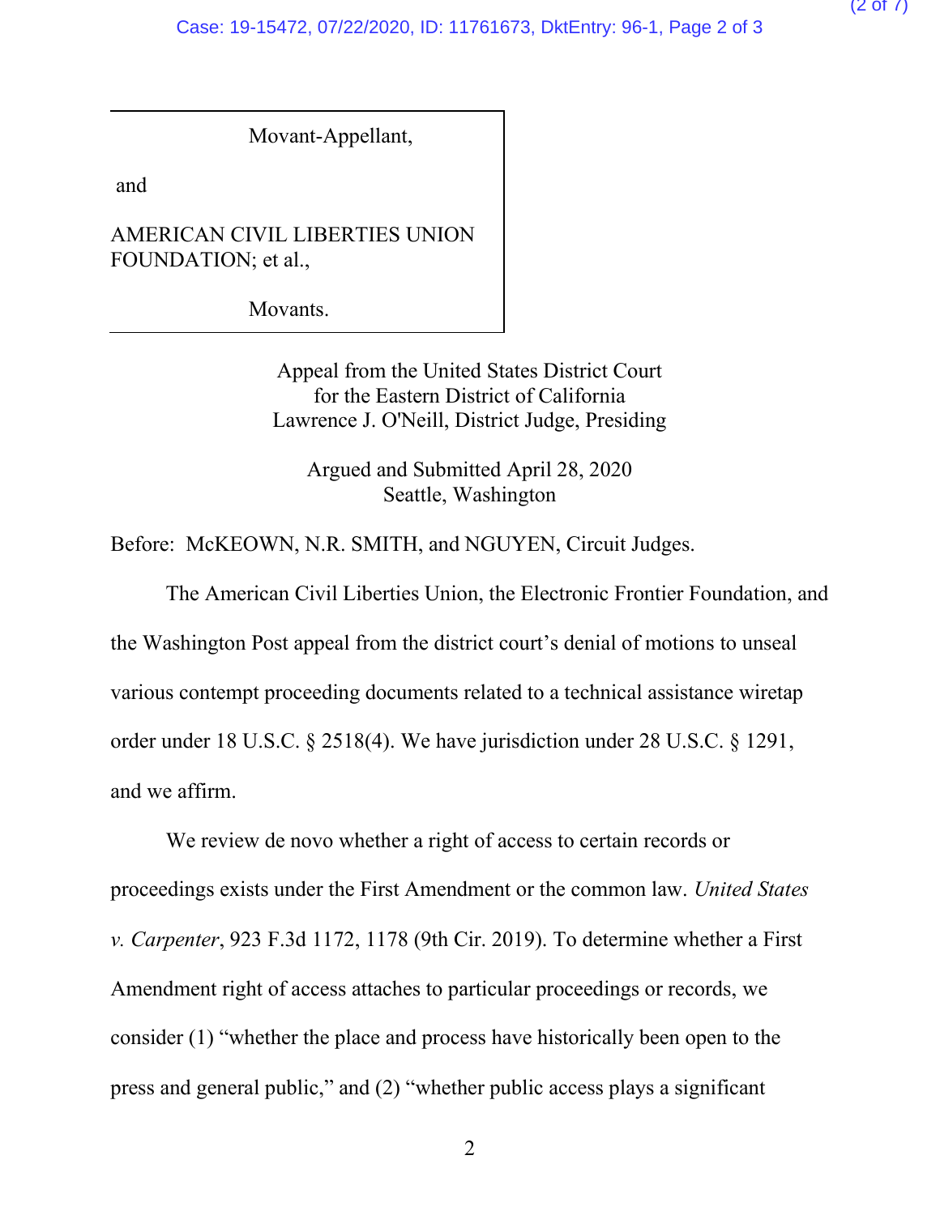Movant-Appellant,

and

AMERICAN CIVIL LIBERTIES UNION FOUNDATION; et al.,

Movants.

Appeal from the United States District Court
for the Eastern District of California
Lawrence J. O'Neill, District Judge, Presiding

Argued and Submitted April 28, 2020
Seattle, Washington

Before: McKEOWN, N.R. SMITH, and NGUYEN, Circuit Judges.

The American Civil Liberties Union, the Electronic Frontier Foundation, and the Washington Post appeal from the district court's denial of motions to unseal various contempt proceeding documents related to a technical assistance wiretap order under 18 U.S.C. § 2518(4). We have jurisdiction under 28 U.S.C. § 1291, and we affirm.

We review de novo whether a right of access to certain records or proceedings exists under the First Amendment or the common law. *United States v. Carpenter*, 923 F.3d 1172, 1178 (9th Cir. 2019). To determine whether a First Amendment right of access attaches to particular proceedings or records, we consider (1) "whether the place and process have historically been open to the press and general public," and (2) "whether public access plays a significant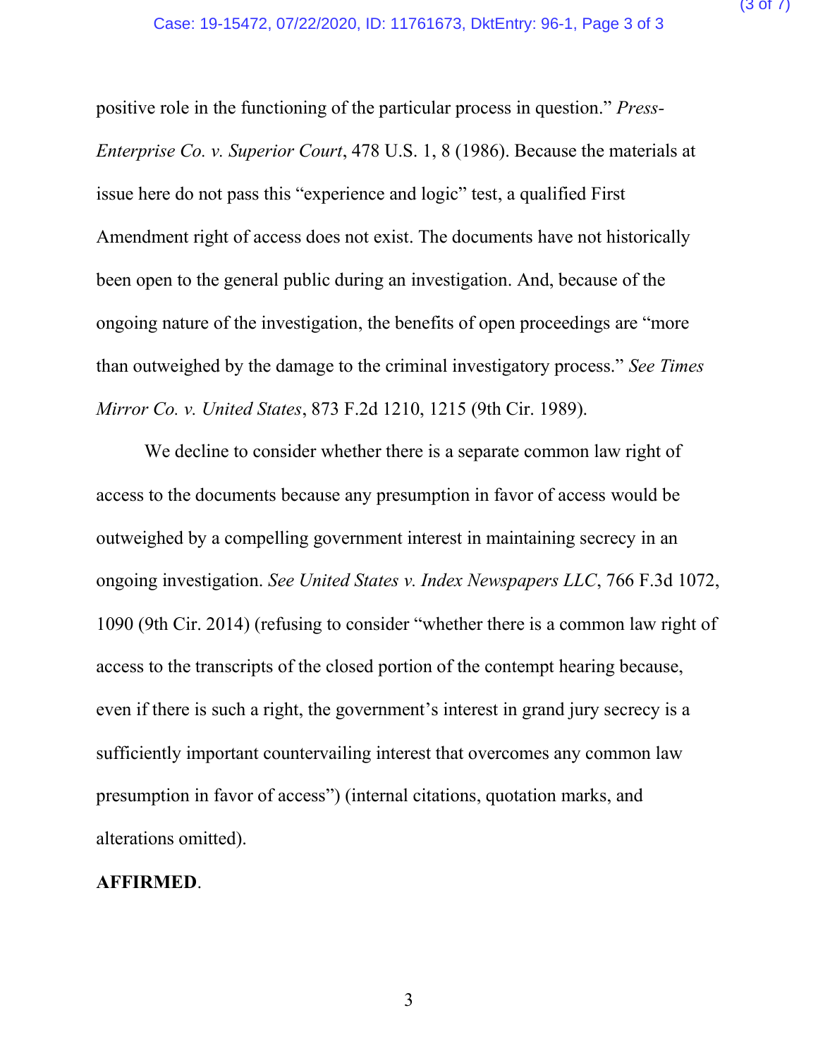positive role in the functioning of the particular process in question." *Press-Enterprise Co. v. Superior Court*, 478 U.S. 1, 8 (1986). Because the materials at issue here do not pass this "experience and logic" test, a qualified First Amendment right of access does not exist. The documents have not historically been open to the general public during an investigation. And, because of the ongoing nature of the investigation, the benefits of open proceedings are "more than outweighed by the damage to the criminal investigatory process." *See Times Mirror Co. v. United States*, 873 F.2d 1210, 1215 (9th Cir. 1989).

We decline to consider whether there is a separate common law right of access to the documents because any presumption in favor of access would be outweighed by a compelling government interest in maintaining secrecy in an ongoing investigation. *See United States v. Index Newspapers LLC*, 766 F.3d 1072, 1090 (9th Cir. 2014) (refusing to consider "whether there is a common law right of access to the transcripts of the closed portion of the contempt hearing because, even if there is such a right, the government's interest in grand jury secrecy is a sufficiently important countervailing interest that overcomes any common law presumption in favor of access") (internal citations, quotation marks, and alterations omitted).

**AFFIRMED**.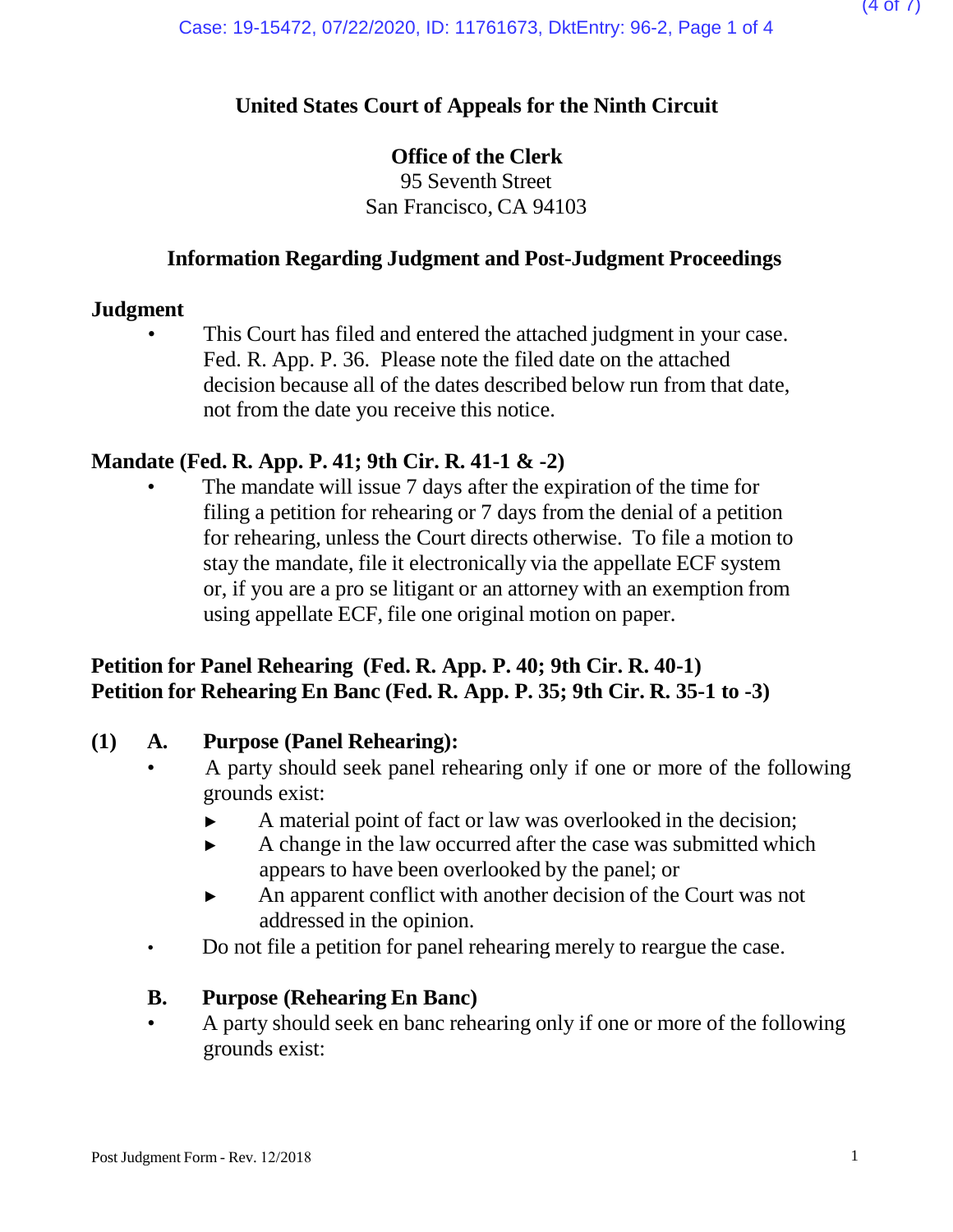**United States Court of Appeals for the Ninth Circuit**

**Office of the Clerk**
95 Seventh Street
San Francisco, CA 94103

**Information Regarding Judgment and Post-Judgment Proceedings**

**Judgment**

- This Court has filed and entered the attached judgment in your case. Fed. R. App. P. 36. Please note the filed date on the attached decision because all of the dates described below run from that date, not from the date you receive this notice.

**Mandate (Fed. R. App. P. 41; 9th Cir. R. 41-1 & -2)**

- The mandate will issue 7 days after the expiration of the time for filing a petition for rehearing or 7 days from the denial of a petition for rehearing, unless the Court directs otherwise. To file a motion to stay the mandate, file it electronically via the appellate ECF system or, if you are a pro se litigant or an attorney with an exemption from using appellate ECF, file one original motion on paper.

**Petition for Panel Rehearing (Fed. R. App. P. 40; 9th Cir. R. 40-1)**
**Petition for Rehearing En Banc (Fed. R. App. P. 35; 9th Cir. R. 35-1 to -3)**

**(1) A. Purpose (Panel Rehearing):**

- A party should seek panel rehearing only if one or more of the following grounds exist:
  - ► A material point of fact or law was overlooked in the decision;
  - ► A change in the law occurred after the case was submitted which appears to have been overlooked by the panel; or
  - ► An apparent conflict with another decision of the Court was not addressed in the opinion.
- Do not file a petition for panel rehearing merely to reargue the case.

**B. Purpose (Rehearing En Banc)**

- A party should seek en banc rehearing only if one or more of the following grounds exist: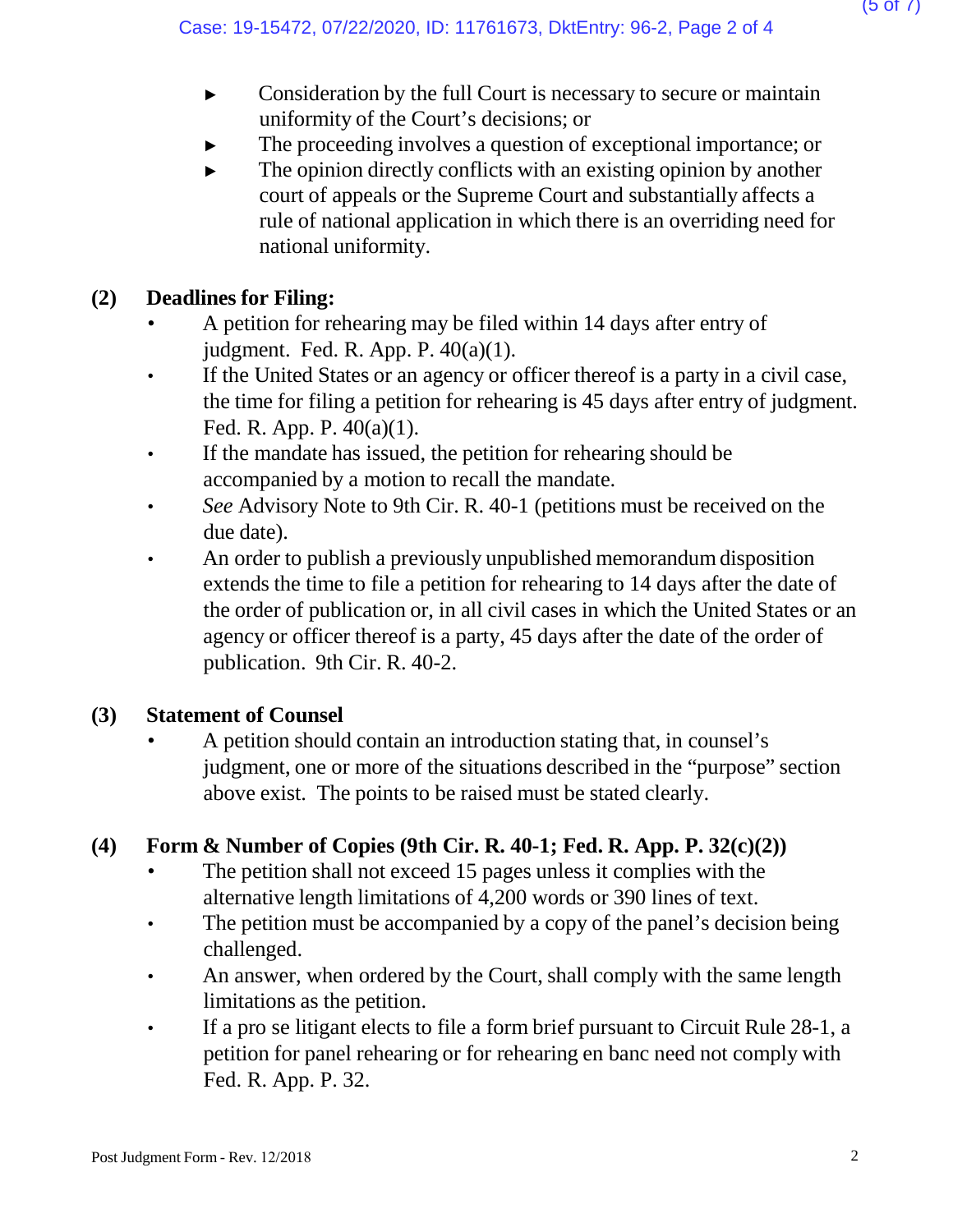- Consideration by the full Court is necessary to secure or maintain uniformity of the Court's decisions; or
- The proceeding involves a question of exceptional importance; or
- The opinion directly conflicts with an existing opinion by another court of appeals or the Supreme Court and substantially affects a rule of national application in which there is an overriding need for national uniformity.

## (2) Deadlines for Filing:

- A petition for rehearing may be filed within 14 days after entry of judgment. Fed. R. App. P. 40(a)(1).
- If the United States or an agency or officer thereof is a party in a civil case, the time for filing a petition for rehearing is 45 days after entry of judgment. Fed. R. App. P. 40(a)(1).
- If the mandate has issued, the petition for rehearing should be accompanied by a motion to recall the mandate.
- *See* Advisory Note to 9th Cir. R. 40-1 (petitions must be received on the due date).
- An order to publish a previously unpublished memorandum disposition extends the time to file a petition for rehearing to 14 days after the date of the order of publication or, in all civil cases in which the United States or an agency or officer thereof is a party, 45 days after the date of the order of publication. 9th Cir. R. 40-2.

## (3) Statement of Counsel

- A petition should contain an introduction stating that, in counsel's judgment, one or more of the situations described in the "purpose" section above exist. The points to be raised must be stated clearly.

## (4) Form & Number of Copies (9th Cir. R. 40-1; Fed. R. App. P. 32(c)(2))

- The petition shall not exceed 15 pages unless it complies with the alternative length limitations of 4,200 words or 390 lines of text.
- The petition must be accompanied by a copy of the panel's decision being challenged.
- An answer, when ordered by the Court, shall comply with the same length limitations as the petition.
- If a pro se litigant elects to file a form brief pursuant to Circuit Rule 28-1, a petition for panel rehearing or for rehearing en banc need not comply with Fed. R. App. P. 32.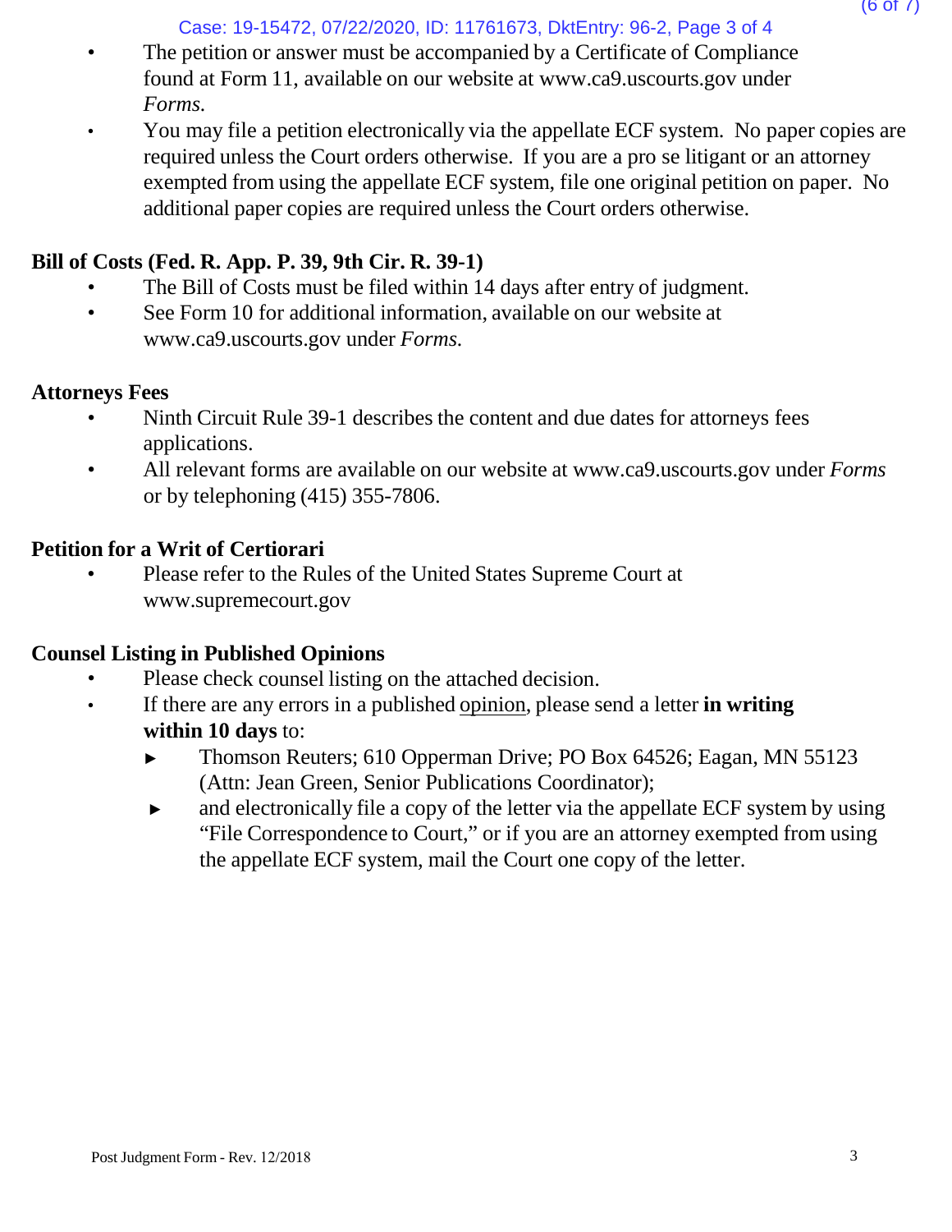- The petition or answer must be accompanied by a Certificate of Compliance found at Form 11, available on our website at www.ca9.uscourts.gov under *Forms.*
- You may file a petition electronically via the appellate ECF system. No paper copies are required unless the Court orders otherwise. If you are a pro se litigant or an attorney exempted from using the appellate ECF system, file one original petition on paper. No additional paper copies are required unless the Court orders otherwise.

**Bill of Costs (Fed. R. App. P. 39, 9th Cir. R. 39-1)**

- The Bill of Costs must be filed within 14 days after entry of judgment.
- See Form 10 for additional information, available on our website at www.ca9.uscourts.gov under *Forms.*

**Attorneys Fees**

- Ninth Circuit Rule 39-1 describes the content and due dates for attorneys fees applications.
- All relevant forms are available on our website at www.ca9.uscourts.gov under *Forms* or by telephoning (415) 355-7806.

**Petition for a Writ of Certiorari**

- Please refer to the Rules of the United States Supreme Court at www.supremecourt.gov

**Counsel Listing in Published Opinions**

- Please check counsel listing on the attached decision.
- If there are any errors in a published opinion, please send a letter **in writing within 10 days** to:
  - ► Thomson Reuters; 610 Opperman Drive; PO Box 64526; Eagan, MN 55123 (Attn: Jean Green, Senior Publications Coordinator);
  - ► and electronically file a copy of the letter via the appellate ECF system by using "File Correspondence to Court," or if you are an attorney exempted from using the appellate ECF system, mail the Court one copy of the letter.

Post Judgment Form - Rev. 12/2018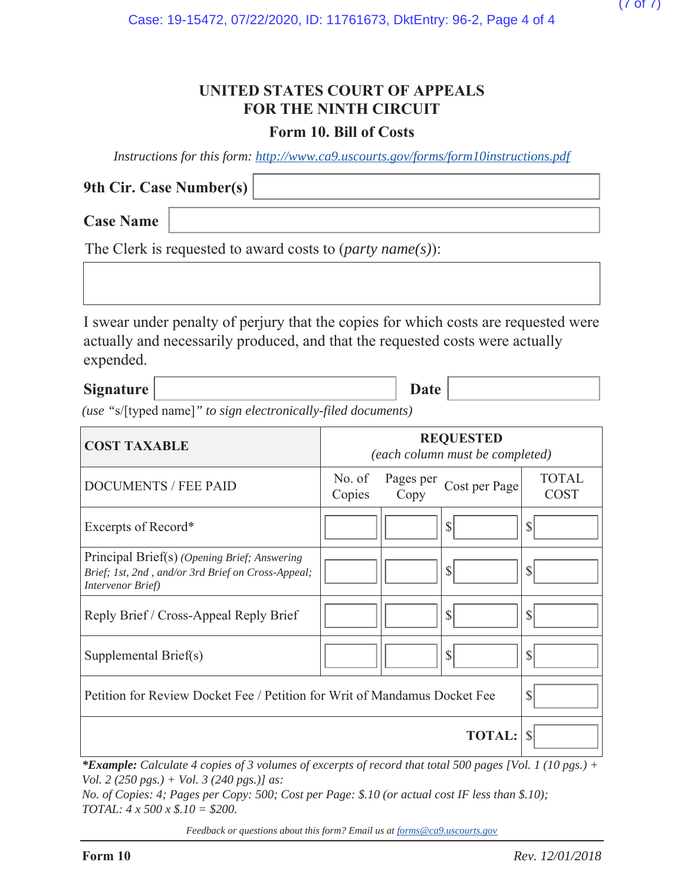# UNITED STATES COURT OF APPEALS
# FOR THE NINTH CIRCUIT

## Form 10. Bill of Costs

*Instructions for this form: http://www.ca9.uscourts.gov/forms/form10instructions.pdf*

**9th Cir. Case Number(s)** 

**Case Name** 

The Clerk is requested to award costs to (*party name(s)*):

I swear under penalty of perjury that the copies for which costs are requested were actually and necessarily produced, and that the requested costs were actually expended.

**Signature**  **Date** 

(*use* "s/[typed name]" *to sign electronically-filed documents*)

| **COST TAXABLE** | **REQUESTED** (*each column must be completed*) | | | |
|---|---|---|---|---|
| DOCUMENTS / FEE PAID | No. of Copies | Pages per Copy | Cost per Page | TOTAL COST |
| Excerpts of Record* | | | $ | $ |
| Principal Brief(s) (*Opening Brief; Answering Brief; 1st, 2nd , and/or 3rd Brief on Cross-Appeal; Intervenor Brief*) | | | $ | $ |
| Reply Brief / Cross-Appeal Reply Brief | | | $ | $ |
| Supplemental Brief(s) | | | $ | $ |
| Petition for Review Docket Fee / Petition for Writ of Mandamus Docket Fee | | | | $ |
| | | | **TOTAL:** | $ |

***Example:** *Calculate 4 copies of 3 volumes of excerpts of record that total 500 pages [Vol. 1 (10 pgs.) + Vol. 2 (250 pgs.) + Vol. 3 (240 pgs.)] as:*
*No. of Copies: 4; Pages per Copy: 500; Cost per Page: $.10 (or actual cost IF less than $.10);*
*TOTAL: 4 x 500 x $.10 = $200.*

*Feedback or questions about this form? Email us at forms@ca9.uscourts.gov*

**Form 10** *Rev. 12/01/2018*